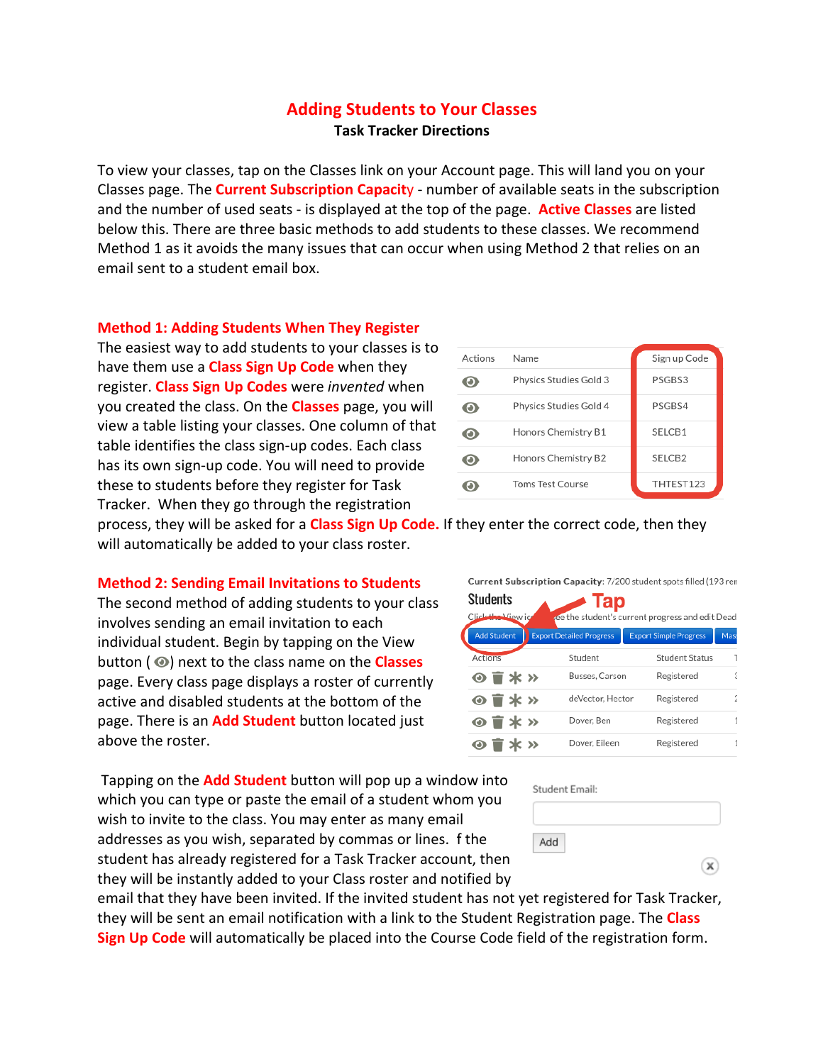# Adding Students to Your Classes

**Task Tracker Directions**

To view your classes, tap on the Classes link on your Account page. This will land you on your Classes page. The **Current Subscription Capacity** - number of available seats in the subscription and the number of used seats - is displayed at the top of the page. **Active Classes** are listed below this. There are three basic methods to add students to these classes. We recommend Method 1 as it avoids the many issues that can occur when using Method 2 that relies on an email sent to a student email box.

## Method 1: Adding Students When They Register

The easiest way to add students to your classes is to have them use a **Class Sign Up Code** when they register. **Class Sign Up Codes** were *invented* when you created the class. On the **Classes** page, you will view a table listing your classes. One column of that table identifies the class sign-up codes. Each class has its own sign-up code. You will need to provide these to students before they register for Task Tracker. When they go through the registration process, they will be asked for a **Class Sign Up Code.** If they enter the correct code, then they will automatically be added to your class roster.

| Actions | Name | Sign up Code |
|---|---|---|
| 👁 | Physics Studies Gold 3 | PSGBS3 |
| 👁 | Physics Studies Gold 4 | PSGBS4 |
| 👁 | Honors Chemistry B1 | SELCB1 |
| 👁 | Honors Chemistry B2 | SELCB2 |
| 👁 | Toms Test Course | THTEST123 |

## Method 2: Sending Email Invitations to Students

The second method of adding students to your class involves sending an email invitation to each individual student. Begin by tapping on the View button ( 👁) next to the class name on the **Classes** page. Every class page displays a roster of currently active and disabled students at the bottom of the page. There is an **Add Student** button located just above the roster.

Current Subscription Capacity: 7/200 student spots filled (193 rem

Students

Tap

Add Student | Export Detailed Progress | Export Simple Progress

| Actions | Student | Student Status |
|---|---|---|
| 👁 🗑 * » | Busses, Carson | Registered |
| 👁 🗑 * » | deVector, Hector | Registered |
| 👁 🗑 * » | Dover, Ben | Registered |
| 👁 🗑 * » | Dover, Eileen | Registered |

Tapping on the **Add Student** button will pop up a window into which you can type or paste the email of a student whom you wish to invite to the class. You may enter as many email addresses as you wish, separated by commas or lines. f the student has already registered for a Task Tracker account, then they will be instantly added to your Class roster and notified by email that they have been invited. If the invited student has not yet registered for Task Tracker, they will be sent an email notification with a link to the Student Registration page. The **Class Sign Up Code** will automatically be placed into the Course Code field of the registration form.

Student Email:

Add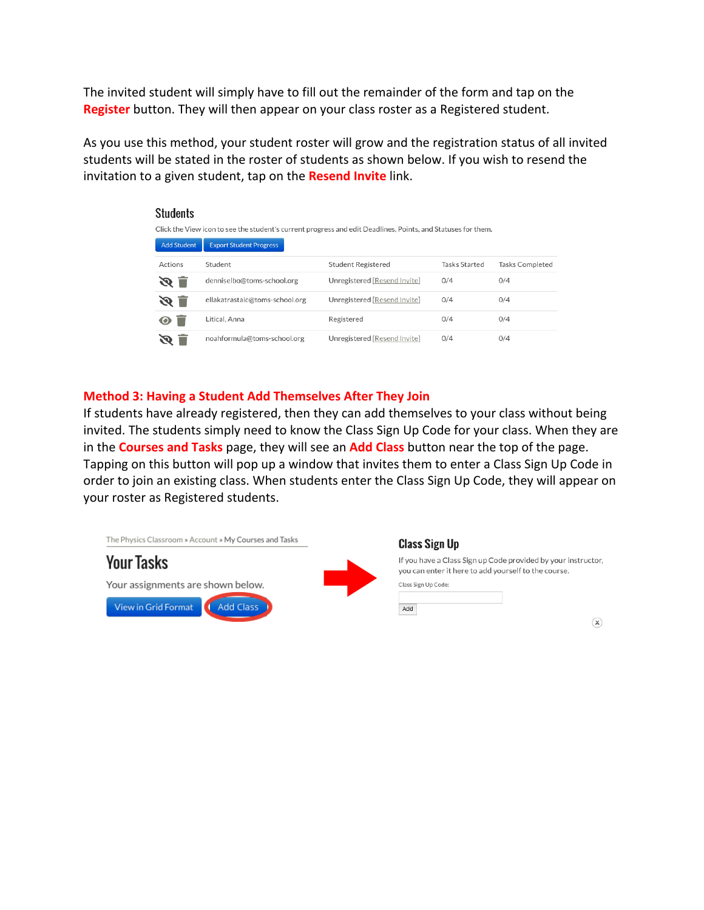The invited student will simply have to fill out the remainder of the form and tap on the **Register** button. They will then appear on your class roster as a Registered student.

As you use this method, your student roster will grow and the registration status of all invited students will be stated in the roster of students as shown below. If you wish to resend the invitation to a given student, tap on the **Resend Invite** link.

## Students

Click the View icon to see the student's current progress and edit Deadlines, Points, and Statuses for them.

Add Student | Export Student Progress

| Actions | Student | Student Registered | Tasks Started | Tasks Completed |
|---|---|---|---|---|
| | denniselbo@toms-school.org | Unregistered [Resend Invite] | 0/4 | 0/4 |
| | ellakatrastaic@toms-school.org | Unregistered [Resend Invite] | 0/4 | 0/4 |
| | Litical, Anna | Registered | 0/4 | 0/4 |
| | noahformula@toms-school.org | Unregistered [Resend Invite] | 0/4 | 0/4 |

### Method 3: Having a Student Add Themselves After They Join

If students have already registered, then they can add themselves to your class without being invited. The students simply need to know the Class Sign Up Code for your class. When they are in the **Courses and Tasks** page, they will see an **Add Class** button near the top of the page. Tapping on this button will pop up a window that invites them to enter a Class Sign Up Code in order to join an existing class. When students enter the Class Sign Up Code, they will appear on your roster as Registered students.

The Physics Classroom » Account » My Courses and Tasks

## Your Tasks

Your assignments are shown below.

View in Grid Format | Add Class

## Class Sign Up

If you have a Class Sign up Code provided by your instructor, you can enter it here to add yourself to the course.

Class Sign Up Code:

Add